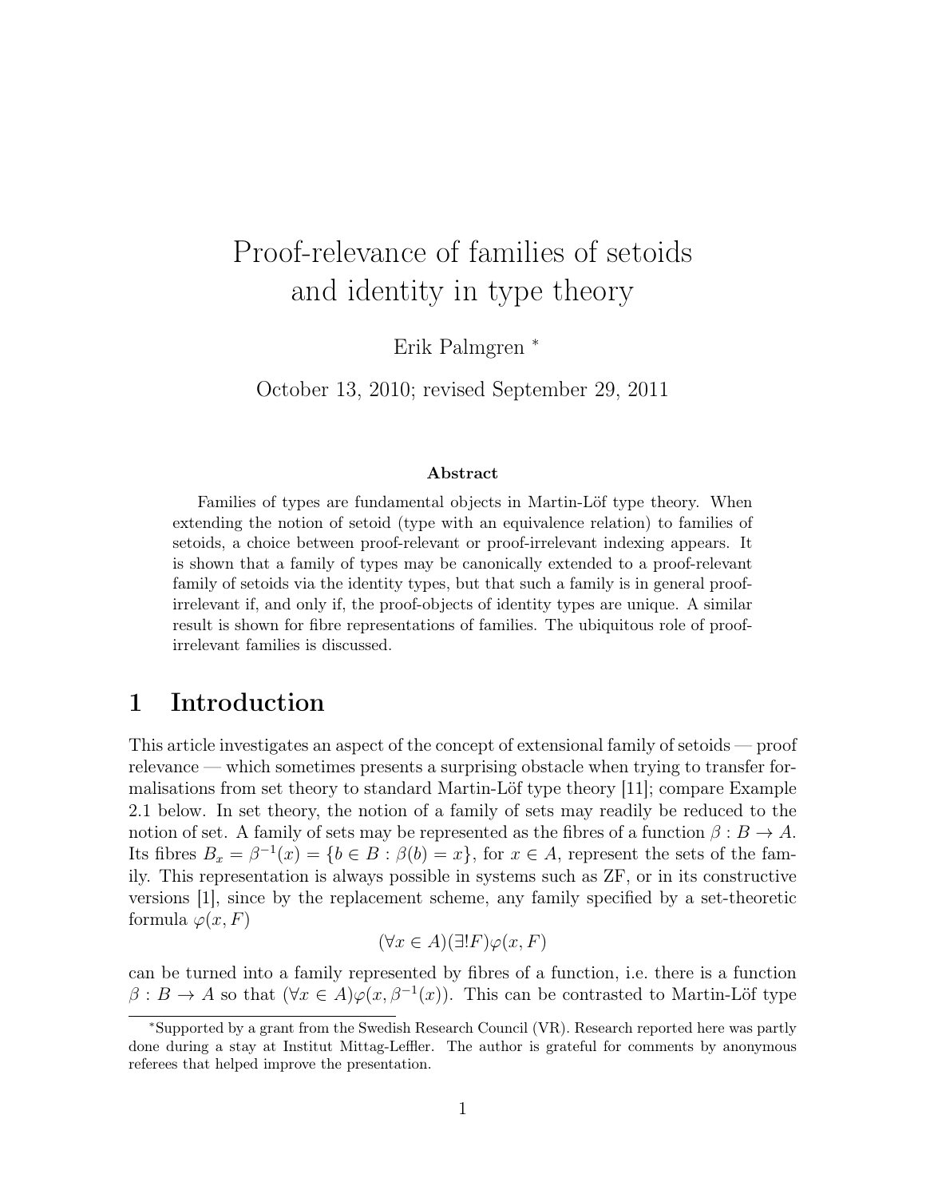# Proof-relevance of families of setoids and identity in type theory

Erik Palmgren *

October 13, 2010; revised September 29, 2011

### Abstract

Families of types are fundamental objects in Martin-Löf type theory. When extending the notion of setoid (type with an equivalence relation) to families of setoids, a choice between proof-relevant or proof-irrelevant indexing appears. It is shown that a family of types may be canonically extended to a proof-relevant family of setoids via the identity types, but that such a family is in general proof-irrelevant if, and only if, the proof-objects of identity types are unique. A similar result is shown for fibre representations of families. The ubiquitous role of proof-irrelevant families is discussed.

## 1 Introduction

This article investigates an aspect of the concept of extensional family of setoids — proof relevance — which sometimes presents a surprising obstacle when trying to transfer formalisations from set theory to standard Martin-Löf type theory [11]; compare Example 2.1 below. In set theory, the notion of a family of sets may readily be reduced to the notion of set. A family of sets may be represented as the fibres of a function $\beta : B \to A$. Its fibres $B_x = \beta^{-1}(x) = \{b \in B : \beta(b) = x\}$, for $x \in A$, represent the sets of the family. This representation is always possible in systems such as ZF, or in its constructive versions [1], since by the replacement scheme, any family specified by a set-theoretic formula $\varphi(x, F)$

$$(\forall x \in A)(\exists! F)\varphi(x, F)$$

can be turned into a family represented by fibres of a function, i.e. there is a function $\beta : B \to A$ so that $(\forall x \in A)\varphi(x, \beta^{-1}(x))$. This can be contrasted to Martin-Löf type

---

*Supported by a grant from the Swedish Research Council (VR). Research reported here was partly done during a stay at Institut Mittag-Leffler. The author is grateful for comments by anonymous referees that helped improve the presentation.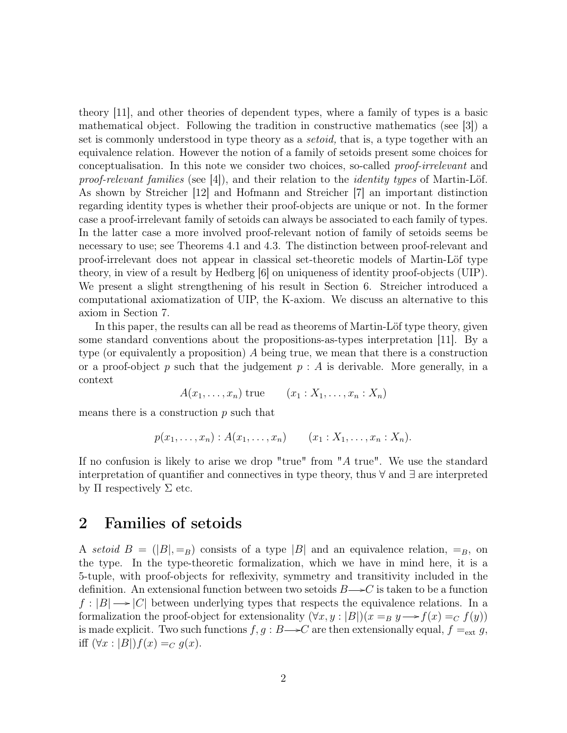theory [11], and other theories of dependent types, where a family of types is a basic mathematical object. Following the tradition in constructive mathematics (see [3]) a set is commonly understood in type theory as a *setoid,* that is, a type together with an equivalence relation. However the notion of a family of setoids present some choices for conceptualisation. In this note we consider two choices, so-called *proof-irrelevant* and *proof-relevant families* (see [4]), and their relation to the *identity types* of Martin-Löf. As shown by Streicher [12] and Hofmann and Streicher [7] an important distinction regarding identity types is whether their proof-objects are unique or not. In the former case a proof-irrelevant family of setoids can always be associated to each family of types. In the latter case a more involved proof-relevant notion of family of setoids seems be necessary to use; see Theorems 4.1 and 4.3. The distinction between proof-relevant and proof-irrelevant does not appear in classical set-theoretic models of Martin-Löf type theory, in view of a result by Hedberg [6] on uniqueness of identity proof-objects (UIP). We present a slight strengthening of his result in Section 6. Streicher introduced a computational axiomatization of UIP, the K-axiom. We discuss an alternative to this axiom in Section 7.

In this paper, the results can all be read as theorems of Martin-Löf type theory, given some standard conventions about the propositions-as-types interpretation [11]. By a type (or equivalently a proposition) $A$ being true, we mean that there is a construction or a proof-object $p$ such that the judgement $p : A$ is derivable. More generally, in a context

$$A(x_1, \ldots, x_n) \text{ true} \qquad (x_1 : X_1, \ldots, x_n : X_n)$$

means there is a construction $p$ such that

$$p(x_1, \ldots, x_n) : A(x_1, \ldots, x_n) \qquad (x_1 : X_1, \ldots, x_n : X_n).$$

If no confusion is likely to arise we drop "true" from "$A$ true". We use the standard interpretation of quantifier and connectives in type theory, thus $\forall$ and $\exists$ are interpreted by $\Pi$ respectively $\Sigma$ etc.

## 2 Families of setoids

A *setoid* $B = (|B|, =_B)$ consists of a type $|B|$ and an equivalence relation, $=_B$, on the type. In the type-theoretic formalization, which we have in mind here, it is a 5-tuple, with proof-objects for reflexivity, symmetry and transitivity included in the definition. An extensional function between two setoids $B \longrightarrow C$ is taken to be a function $f : |B| \longrightarrow |C|$ between underlying types that respects the equivalence relations. In a formalization the proof-object for extensionality $(\forall x, y : |B|)(x =_B y \longrightarrow f(x) =_C f(y))$ is made explicit. Two such functions $f, g : B \longrightarrow C$ are then extensionally equal, $f =_{\text{ext}} g$, iff $(\forall x : |B|) f(x) =_C g(x)$.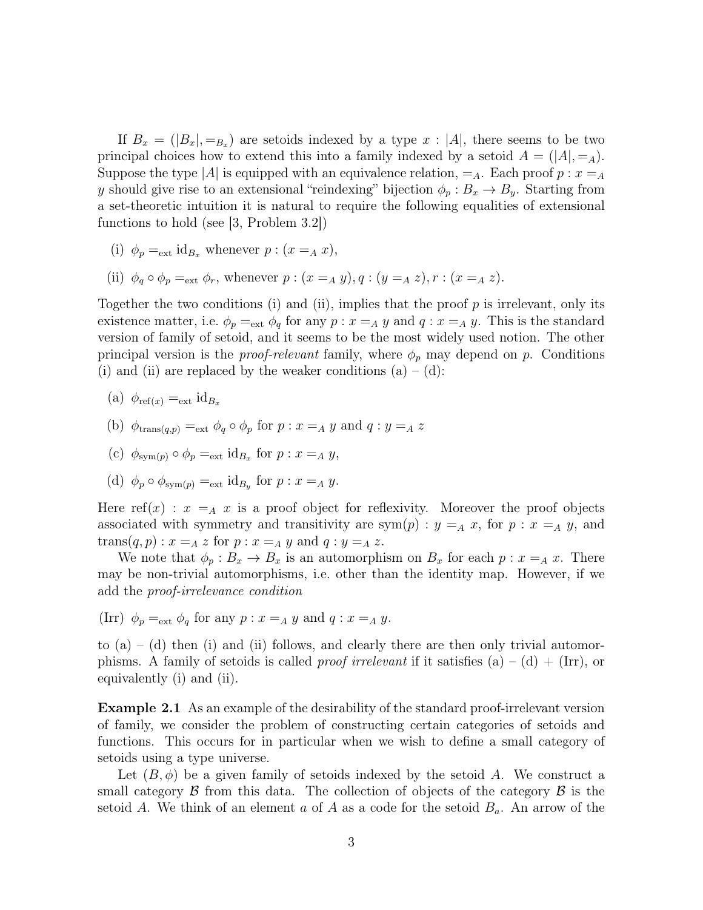If $B_x = (|B_x|, =_{B_x})$ are setoids indexed by a type $x : |A|$, there seems to be two principal choices how to extend this into a family indexed by a setoid $A = (|A|, =_A)$. Suppose the type $|A|$ is equipped with an equivalence relation, $=_A$. Each proof $p : x =_A y$ should give rise to an extensional "reindexing" bijection $\phi_p : B_x \to B_y$. Starting from a set-theoretic intuition it is natural to require the following equalities of extensional functions to hold (see [3, Problem 3.2])

(i) $\phi_p =_{\mathrm{ext}} \mathrm{id}_{B_x}$ whenever $p : (x =_A x)$,

(ii) $\phi_q \circ \phi_p =_{\mathrm{ext}} \phi_r$, whenever $p : (x =_A y), q : (y =_A z), r : (x =_A z)$.

Together the two conditions (i) and (ii), implies that the proof $p$ is irrelevant, only its existence matter, i.e. $\phi_p =_{\mathrm{ext}} \phi_q$ for any $p : x =_A y$ and $q : x =_A y$. This is the standard version of family of setoid, and it seems to be the most widely used notion. The other principal version is the *proof-relevant* family, where $\phi_p$ may depend on $p$. Conditions (i) and (ii) are replaced by the weaker conditions (a) – (d):

(a) $\phi_{\mathrm{ref}(x)} =_{\mathrm{ext}} \mathrm{id}_{B_x}$

(b) $\phi_{\mathrm{trans}(q,p)} =_{\mathrm{ext}} \phi_q \circ \phi_p$ for $p : x =_A y$ and $q : y =_A z$

(c) $\phi_{\mathrm{sym}(p)} \circ \phi_p =_{\mathrm{ext}} \mathrm{id}_{B_x}$ for $p : x =_A y$,

(d) $\phi_p \circ \phi_{\mathrm{sym}(p)} =_{\mathrm{ext}} \mathrm{id}_{B_y}$ for $p : x =_A y$.

Here $\mathrm{ref}(x) : x =_A x$ is a proof object for reflexivity. Moreover the proof objects associated with symmetry and transitivity are $\mathrm{sym}(p) : y =_A x$, for $p : x =_A y$, and $\mathrm{trans}(q, p) : x =_A z$ for $p : x =_A y$ and $q : y =_A z$.

We note that $\phi_p : B_x \to B_x$ is an automorphism on $B_x$ for each $p : x =_A x$. There may be non-trivial automorphisms, i.e. other than the identity map. However, if we add the *proof-irrelevance condition*

(Irr) $\phi_p =_{\mathrm{ext}} \phi_q$ for any $p : x =_A y$ and $q : x =_A y$.

to (a) – (d) then (i) and (ii) follows, and clearly there are then only trivial automorphisms. A family of setoids is called *proof irrelevant* if it satisfies (a) – (d) + (Irr), or equivalently (i) and (ii).

**Example 2.1** As an example of the desirability of the standard proof-irrelevant version of family, we consider the problem of constructing certain categories of setoids and functions. This occurs for in particular when we wish to define a small category of setoids using a type universe.

Let $(B, \phi)$ be a given family of setoids indexed by the setoid $A$. We construct a small category $\mathcal{B}$ from this data. The collection of objects of the category $\mathcal{B}$ is the setoid $A$. We think of an element $a$ of $A$ as a code for the setoid $B_a$. An arrow of the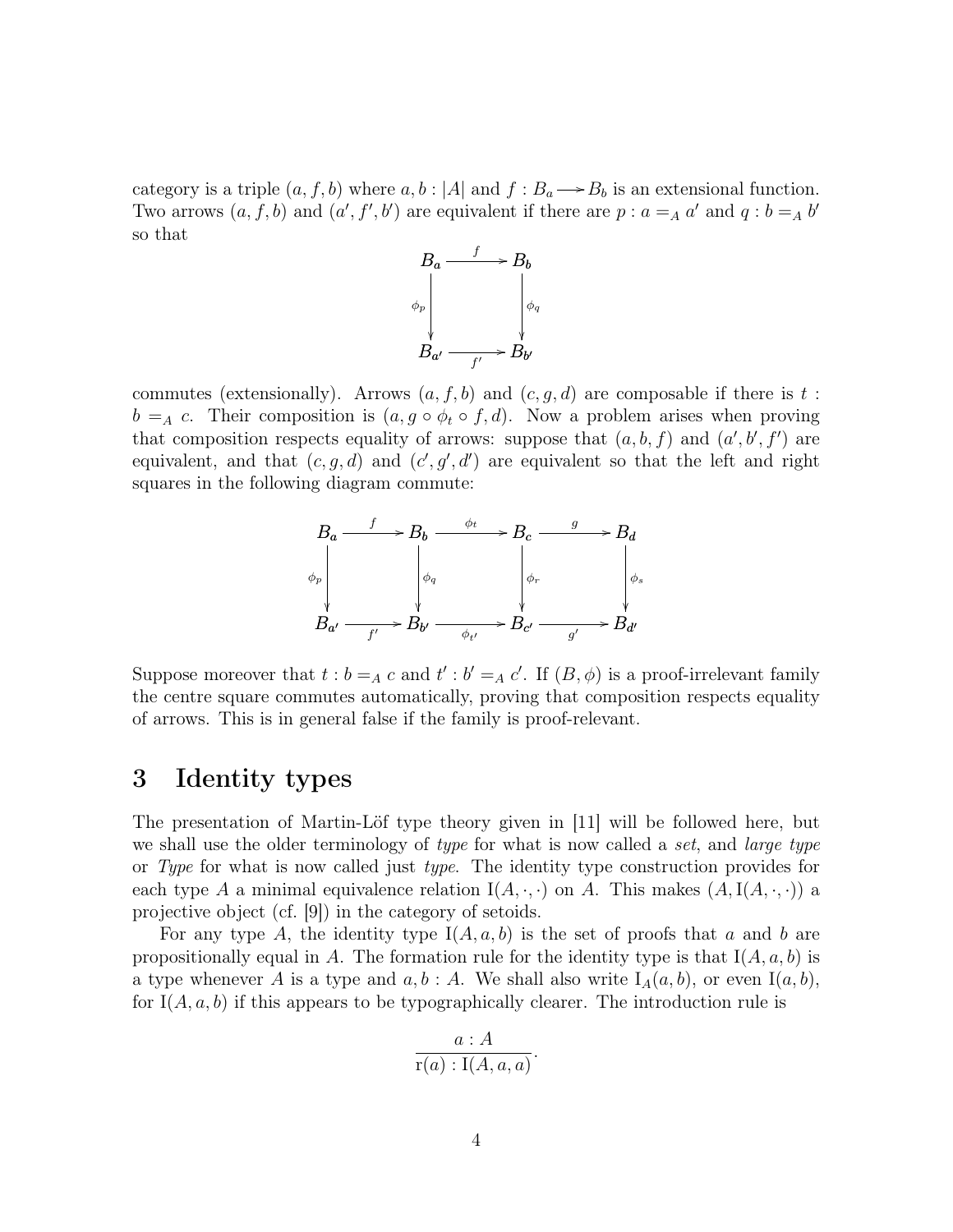category is a triple $(a, f, b)$ where $a, b : |A|$ and $f : B_a \longrightarrow B_b$ is an extensional function. Two arrows $(a, f, b)$ and $(a', f', b')$ are equivalent if there are $p : a =_A a'$ and $q : b =_A b'$ so that

$$\begin{array}{ccc}
B_a & \xrightarrow{f} & B_b \\
\downarrow{\scriptstyle \phi_p} & & \downarrow{\scriptstyle \phi_q} \\
B_{a'} & \xrightarrow[f']{} & B_{b'}
\end{array}$$

commutes (extensionally). Arrows $(a, f, b)$ and $(c, g, d)$ are composable if there is $t : b =_A c$. Their composition is $(a, g \circ \phi_t \circ f, d)$. Now a problem arises when proving that composition respects equality of arrows: suppose that $(a, b, f)$ and $(a', b', f')$ are equivalent, and that $(c, g, d)$ and $(c', g', d')$ are equivalent so that the left and right squares in the following diagram commute:

$$\begin{array}{ccccccc}
B_a & \xrightarrow{f} & B_b & \xrightarrow{\phi_t} & B_c & \xrightarrow{g} & B_d \\
\downarrow{\scriptstyle \phi_p} & & \downarrow{\scriptstyle \phi_q} & & \downarrow{\scriptstyle \phi_r} & & \downarrow{\scriptstyle \phi_s} \\
B_{a'} & \xrightarrow[f']{} & B_{b'} & \xrightarrow[\phi_{t'}]{} & B_{c'} & \xrightarrow[g']{} & B_{d'}
\end{array}$$

Suppose moreover that $t : b =_A c$ and $t' : b' =_A c'$. If $(B, \phi)$ is a proof-irrelevant family the centre square commutes automatically, proving that composition respects equality of arrows. This is in general false if the family is proof-relevant.

## 3 Identity types

The presentation of Martin-Löf type theory given in [11] will be followed here, but we shall use the older terminology of *type* for what is now called a *set*, and *large type* or *Type* for what is now called just *type*. The identity type construction provides for each type $A$ a minimal equivalence relation $\mathrm{I}(A, \cdot, \cdot)$ on $A$. This makes $(A, \mathrm{I}(A, \cdot, \cdot))$ a projective object (cf. [9]) in the category of setoids.

For any type $A$, the identity type $\mathrm{I}(A, a, b)$ is the set of proofs that $a$ and $b$ are propositionally equal in $A$. The formation rule for the identity type is that $\mathrm{I}(A, a, b)$ is a type whenever $A$ is a type and $a, b : A$. We shall also write $\mathrm{I}_A(a, b)$, or even $\mathrm{I}(a, b)$, for $\mathrm{I}(A, a, b)$ if this appears to be typographically clearer. The introduction rule is

$$\frac{a : A}{\mathrm{r}(a) : \mathrm{I}(A, a, a)}.$$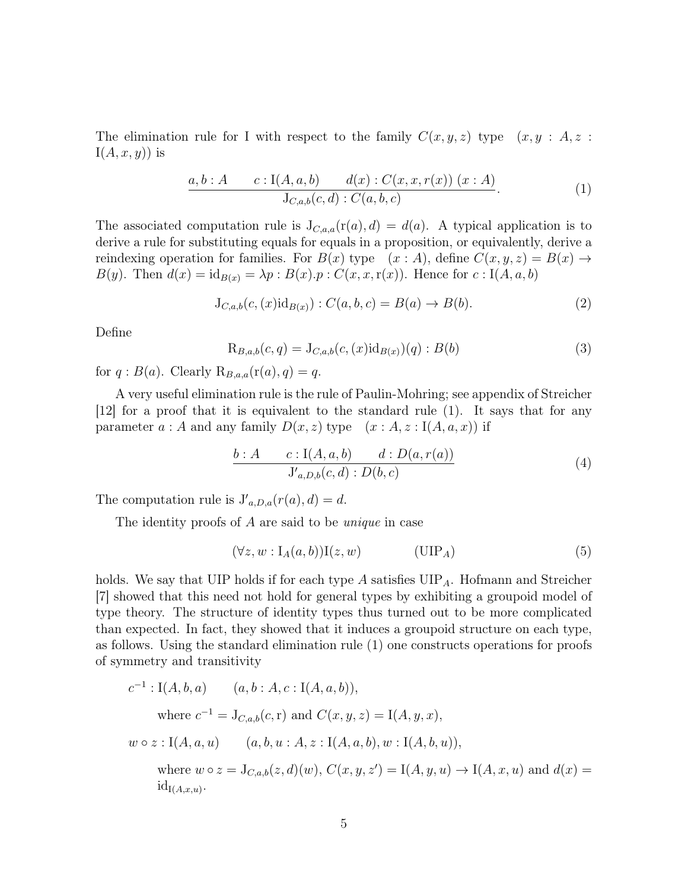The elimination rule for I with respect to the family $C(x, y, z)$ type $\quad (x, y : A, z : \mathrm{I}(A, x, y))$ is

$$\frac{a, b : A \qquad c : \mathrm{I}(A, a, b) \qquad d(x) : C(x, x, r(x))\ (x : A)}{\mathrm{J}_{C,a,b}(c, d) : C(a, b, c)}. \tag{1}$$

The associated computation rule is $\mathrm{J}_{C,a,a}(\mathrm{r}(a), d) = d(a)$. A typical application is to derive a rule for substituting equals for equals in a proposition, or equivalently, derive a reindexing operation for families. For $B(x)$ type $\quad (x : A)$, define $C(x, y, z) = B(x) \to B(y)$. Then $d(x) = \mathrm{id}_{B(x)} = \lambda p : B(x).p : C(x, x, \mathrm{r}(x))$. Hence for $c : \mathrm{I}(A, a, b)$

$$\mathrm{J}_{C,a,b}(c, (x)\mathrm{id}_{B(x)}) : C(a, b, c) = B(a) \to B(b). \tag{2}$$

Define

$$\mathrm{R}_{B,a,b}(c, q) = \mathrm{J}_{C,a,b}(c, (x)\mathrm{id}_{B(x)})(q) : B(b) \tag{3}$$

for $q : B(a)$. Clearly $\mathrm{R}_{B,a,a}(\mathrm{r}(a), q) = q$.

A very useful elimination rule is the rule of Paulin-Mohring; see appendix of Streicher [12] for a proof that it is equivalent to the standard rule (1). It says that for any parameter $a : A$ and any family $D(x, z)$ type $\quad (x : A, z : \mathrm{I}(A, a, x))$ if

$$\frac{b : A \qquad c : \mathrm{I}(A, a, b) \qquad d : D(a, r(a))}{\mathrm{J'}_{a,D,b}(c, d) : D(b, c)} \tag{4}$$

The computation rule is $\mathrm{J'}_{a,D,a}(r(a), d) = d$.

The identity proofs of $A$ are said to be *unique* in case

$$(\forall z, w : \mathrm{I}_A(a, b))\mathrm{I}(z, w) \qquad\qquad (\mathrm{UIP}_A) \tag{5}$$

holds. We say that UIP holds if for each type $A$ satisfies $\mathrm{UIP}_A$. Hofmann and Streicher [7] showed that this need not hold for general types by exhibiting a groupoid model of type theory. The structure of identity types thus turned out to be more complicated than expected. In fact, they showed that it induces a groupoid structure on each type, as follows. Using the standard elimination rule (1) one constructs operations for proofs of symmetry and transitivity

$c^{-1} : \mathrm{I}(A, b, a) \qquad (a, b : A, c : \mathrm{I}(A, a, b)),$

where $c^{-1} = \mathrm{J}_{C,a,b}(c, \mathrm{r})$ and $C(x, y, z) = \mathrm{I}(A, y, x)$,

$w \circ z : \mathrm{I}(A, a, u) \qquad (a, b, u : A, z : \mathrm{I}(A, a, b), w : \mathrm{I}(A, b, u)),$

where $w \circ z = \mathrm{J}_{C,a,b}(z, d)(w)$, $C(x, y, z') = \mathrm{I}(A, y, u) \to \mathrm{I}(A, x, u)$ and $d(x) = \mathrm{id}_{\mathrm{I}(A,x,u)}$.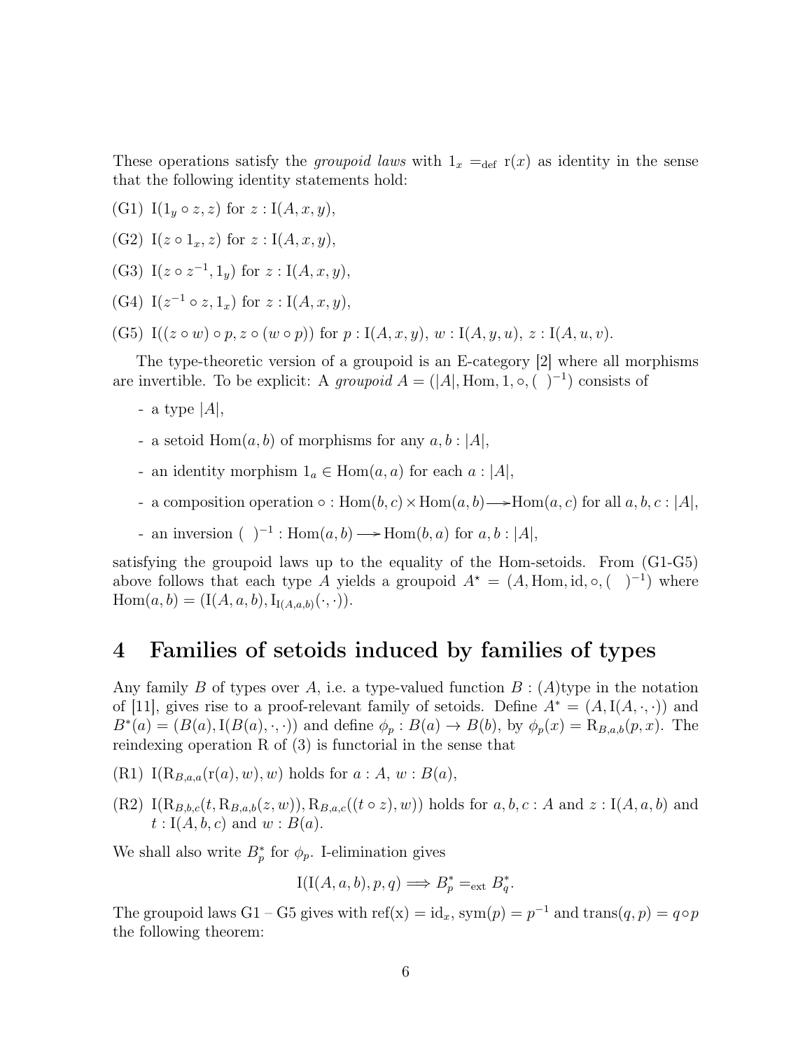These operations satisfy the *groupoid laws* with $1_x =_{\rm def} {\rm r}(x)$ as identity in the sense that the following identity statements hold:

(G1) ${\rm I}(1_y \circ z, z)$ for $z : {\rm I}(A, x, y)$,

(G2) ${\rm I}(z \circ 1_x, z)$ for $z : {\rm I}(A, x, y)$,

(G3) ${\rm I}(z \circ z^{-1}, 1_y)$ for $z : {\rm I}(A, x, y)$,

(G4) ${\rm I}(z^{-1} \circ z, 1_x)$ for $z : {\rm I}(A, x, y)$,

(G5) ${\rm I}((z \circ w) \circ p, z \circ (w \circ p))$ for $p : {\rm I}(A, x, y)$, $w : {\rm I}(A, y, u)$, $z : {\rm I}(A, u, v)$.

The type-theoretic version of a groupoid is an E-category [2] where all morphisms are invertible. To be explicit: A *groupoid* $A = (|A|, {\rm Hom}, 1, \circ, (\;\;)^{-1})$ consists of

- a type $|A|$,
- a setoid ${\rm Hom}(a, b)$ of morphisms for any $a, b : |A|$,
- an identity morphism $1_a \in {\rm Hom}(a, a)$ for each $a : |A|$,
- a composition operation $\circ : {\rm Hom}(b, c) \times {\rm Hom}(a, b) \longrightarrow {\rm Hom}(a, c)$ for all $a, b, c : |A|$,
- an inversion $(\;\;)^{-1} : {\rm Hom}(a, b) \longrightarrow {\rm Hom}(b, a)$ for $a, b : |A|$,

satisfying the groupoid laws up to the equality of the Hom-setoids. From (G1-G5) above follows that each type $A$ yields a groupoid $A^\star = (A, {\rm Hom}, {\rm id}, \circ, (\;\;)^{-1})$ where ${\rm Hom}(a, b) = ({\rm I}(A, a, b), {\rm I}_{{\rm I}(A,a,b)}(\cdot, \cdot))$.

# 4 Families of setoids induced by families of types

Any family $B$ of types over $A$, i.e. a type-valued function $B : (A){\rm type}$ in the notation of [11], gives rise to a proof-relevant family of setoids. Define $A^* = (A, {\rm I}(A, \cdot, \cdot))$ and $B^*(a) = (B(a), {\rm I}(B(a), \cdot, \cdot))$ and define $\phi_p : B(a) \to B(b)$, by $\phi_p(x) = {\rm R}_{B,a,b}(p, x)$. The reindexing operation R of (3) is functorial in the sense that

(R1) ${\rm I}({\rm R}_{B,a,a}({\rm r}(a), w), w)$ holds for $a : A$, $w : B(a)$,

(R2) ${\rm I}({\rm R}_{B,b,c}(t, {\rm R}_{B,a,b}(z, w)), {\rm R}_{B,a,c}((t \circ z), w))$ holds for $a, b, c : A$ and $z : {\rm I}(A, a, b)$ and $t : {\rm I}(A, b, c)$ and $w : B(a)$.

We shall also write $B^*_p$ for $\phi_p$. I-elimination gives

$$
{\rm I}({\rm I}(A, a, b), p, q) \Longrightarrow B^*_p =_{\rm ext} B^*_q.
$$

The groupoid laws G1 – G5 gives with ${\rm ref(x)} = {\rm id}_x$, ${\rm sym}(p) = p^{-1}$ and ${\rm trans}(q, p) = q \circ p$ the following theorem: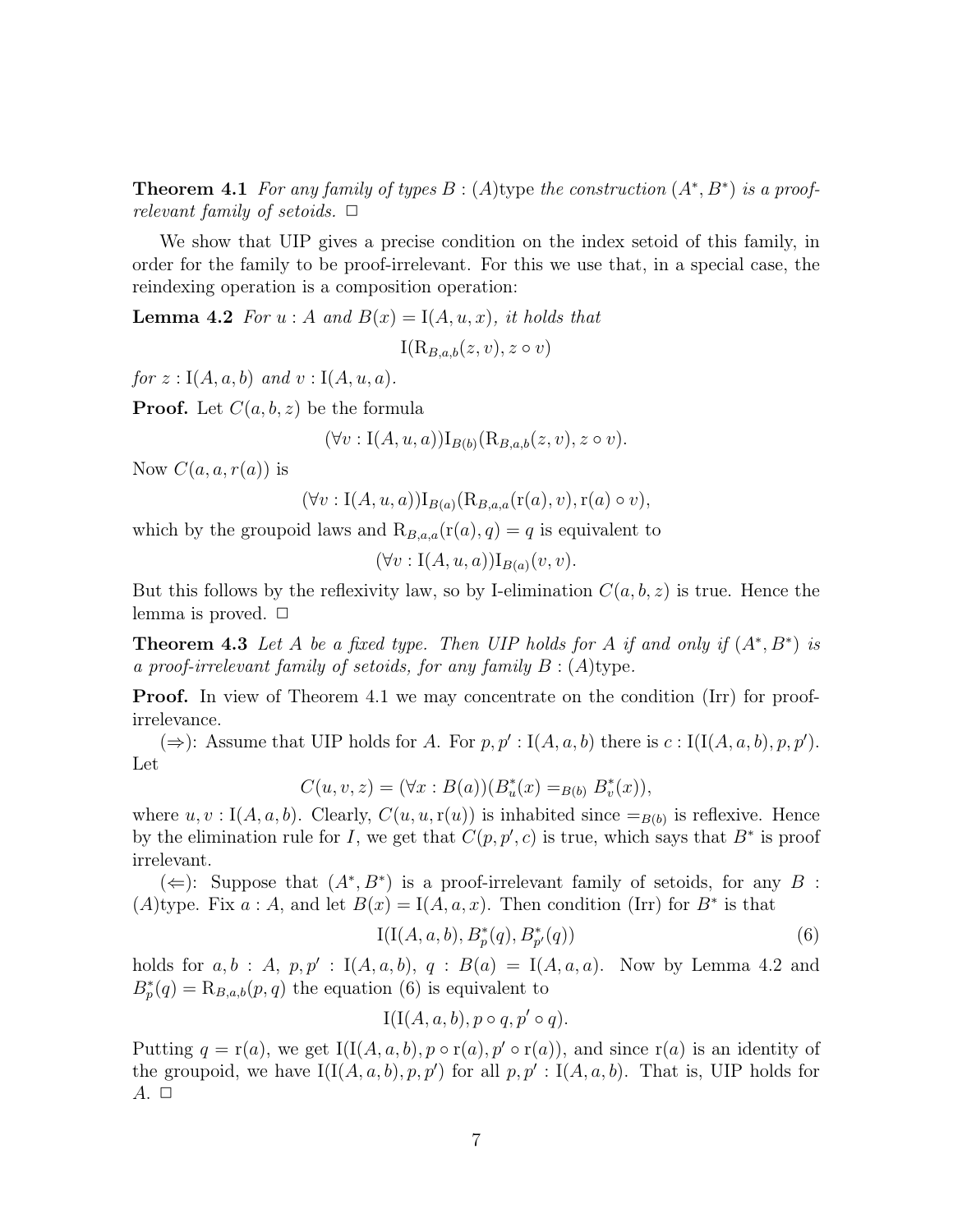**Theorem 4.1** *For any family of types $B : (A)\text{type}$ the construction $(A^*, B^*)$ is a proof-relevant family of setoids.* $\Box$

We show that UIP gives a precise condition on the index setoid of this family, in order for the family to be proof-irrelevant. For this we use that, in a special case, the reindexing operation is a composition operation:

**Lemma 4.2** *For $u : A$ and $B(x) = \mathrm{I}(A, u, x)$, it holds that*

$$\mathrm{I}(\mathrm{R}_{B,a,b}(z, v), z \circ v)$$

*for $z : \mathrm{I}(A, a, b)$ and $v : \mathrm{I}(A, u, a)$.*

**Proof.** Let $C(a, b, z)$ be the formula

$$(\forall v : \mathrm{I}(A, u, a))\mathrm{I}_{B(b)}(\mathrm{R}_{B,a,b}(z, v), z \circ v).$$

Now $C(a, a, r(a))$ is

$$(\forall v : \mathrm{I}(A, u, a))\mathrm{I}_{B(a)}(\mathrm{R}_{B,a,a}(\mathrm{r}(a), v), \mathrm{r}(a) \circ v),$$

which by the groupoid laws and $\mathrm{R}_{B,a,a}(\mathrm{r}(a), q) = q$ is equivalent to

$$(\forall v : \mathrm{I}(A, u, a))\mathrm{I}_{B(a)}(v, v).$$

But this follows by the reflexivity law, so by I-elimination $C(a, b, z)$ is true. Hence the lemma is proved. $\Box$

**Theorem 4.3** *Let $A$ be a fixed type. Then UIP holds for $A$ if and only if $(A^*, B^*)$ is a proof-irrelevant family of setoids, for any family $B : (A)\text{type}$.*

**Proof.** In view of Theorem 4.1 we may concentrate on the condition (Irr) for proof-irrelevance.

($\Rightarrow$): Assume that UIP holds for $A$. For $p, p' : \mathrm{I}(A, a, b)$ there is $c : \mathrm{I}(\mathrm{I}(A, a, b), p, p')$. Let

$$C(u, v, z) = (\forall x : B(a))(B^*_u(x) =_{B(b)} B^*_v(x)),$$

where $u, v : \mathrm{I}(A, a, b)$. Clearly, $C(u, u, \mathrm{r}(u))$ is inhabited since $=_{B(b)}$ is reflexive. Hence by the elimination rule for $I$, we get that $C(p, p', c)$ is true, which says that $B^*$ is proof irrelevant.

($\Leftarrow$): Suppose that $(A^*, B^*)$ is a proof-irrelevant family of setoids, for any $B : (A)\text{type}$. Fix $a : A$, and let $B(x) = \mathrm{I}(A, a, x)$. Then condition (Irr) for $B^*$ is that

$$\mathrm{I}(\mathrm{I}(A, a, b), B^*_p(q), B^*_{p'}(q)) \tag{6}$$

holds for $a, b : A$, $p, p' : \mathrm{I}(A, a, b)$, $q : B(a) = \mathrm{I}(A, a, a)$. Now by Lemma 4.2 and $B^*_p(q) = \mathrm{R}_{B,a,b}(p, q)$ the equation (6) is equivalent to

$$\mathrm{I}(\mathrm{I}(A, a, b), p \circ q, p' \circ q).$$

Putting $q = \mathrm{r}(a)$, we get $\mathrm{I}(\mathrm{I}(A, a, b), p \circ \mathrm{r}(a), p' \circ \mathrm{r}(a))$, and since $\mathrm{r}(a)$ is an identity of the groupoid, we have $\mathrm{I}(\mathrm{I}(A, a, b), p, p')$ for all $p, p' : \mathrm{I}(A, a, b)$. That is, UIP holds for $A$. $\Box$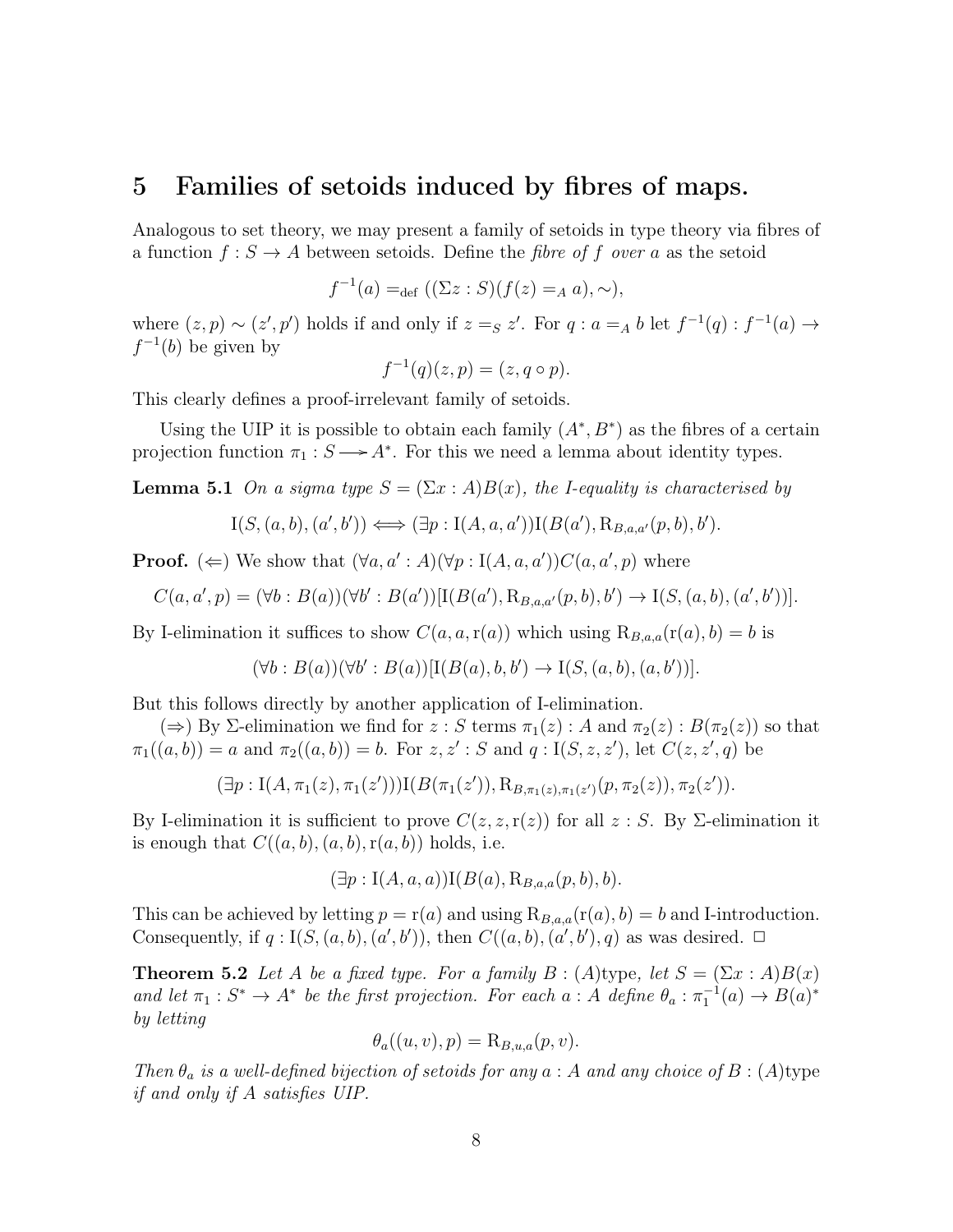## 5 Families of setoids induced by fibres of maps.

Analogous to set theory, we may present a family of setoids in type theory via fibres of a function $f : S \to A$ between setoids. Define the *fibre of $f$ over $a$* as the setoid

$$f^{-1}(a) =_{\text{def}} ((\Sigma z : S)(f(z) =_A a), \sim),$$

where $(z, p) \sim (z', p')$ holds if and only if $z =_S z'$. For $q : a =_A b$ let $f^{-1}(q) : f^{-1}(a) \to f^{-1}(b)$ be given by

$$f^{-1}(q)(z, p) = (z, q \circ p).$$

This clearly defines a proof-irrelevant family of setoids.

Using the UIP it is possible to obtain each family $(A^*, B^*)$ as the fibres of a certain projection function $\pi_1 : S \longrightarrow A^*$. For this we need a lemma about identity types.

**Lemma 5.1** *On a sigma type $S = (\Sigma x : A)B(x)$, the I-equality is characterised by*

$$\mathrm{I}(S, (a, b), (a', b')) \Longleftrightarrow (\exists p : \mathrm{I}(A, a, a'))\mathrm{I}(B(a'), \mathrm{R}_{B,a,a'}(p, b), b').$$

**Proof.** ($\Leftarrow$) We show that $(\forall a, a' : A)(\forall p : \mathrm{I}(A, a, a'))C(a, a', p)$ where

$$C(a, a', p) = (\forall b : B(a))(\forall b' : B(a'))[\mathrm{I}(B(a'), \mathrm{R}_{B,a,a'}(p, b), b') \to \mathrm{I}(S, (a, b), (a', b'))].$$

By I-elimination it suffices to show $C(a, a, \mathrm{r}(a))$ which using $\mathrm{R}_{B,a,a}(\mathrm{r}(a), b) = b$ is

$$(\forall b : B(a))(\forall b' : B(a))[\mathrm{I}(B(a), b, b') \to \mathrm{I}(S, (a, b), (a, b'))].$$

But this follows directly by another application of I-elimination.

($\Rightarrow$) By $\Sigma$-elimination we find for $z : S$ terms $\pi_1(z) : A$ and $\pi_2(z) : B(\pi_2(z))$ so that $\pi_1((a, b)) = a$ and $\pi_2((a, b)) = b$. For $z, z' : S$ and $q : \mathrm{I}(S, z, z')$, let $C(z, z', q)$ be

$$(\exists p : \mathrm{I}(A, \pi_1(z), \pi_1(z')))\mathrm{I}(B(\pi_1(z')), \mathrm{R}_{B,\pi_1(z),\pi_1(z')}(p, \pi_2(z)), \pi_2(z')).$$

By I-elimination it is sufficient to prove $C(z, z, \mathrm{r}(z))$ for all $z : S$. By $\Sigma$-elimination it is enough that $C((a, b), (a, b), \mathrm{r}(a, b))$ holds, i.e.

$$(\exists p : \mathrm{I}(A, a, a))\mathrm{I}(B(a), \mathrm{R}_{B,a,a}(p, b), b).$$

This can be achieved by letting $p = \mathrm{r}(a)$ and using $\mathrm{R}_{B,a,a}(\mathrm{r}(a), b) = b$ and I-introduction. Consequently, if $q : \mathrm{I}(S, (a, b), (a', b'))$, then $C((a, b), (a', b'), q)$ as was desired. $\square$

**Theorem 5.2** *Let $A$ be a fixed type. For a family $B : (A)$type, let $S = (\Sigma x : A)B(x)$ and let $\pi_1 : S^* \to A^*$ be the first projection. For each $a : A$ define $\theta_a : \pi_1^{-1}(a) \to B(a)^*$ by letting*

$$\theta_a((u, v), p) = \mathrm{R}_{B,u,a}(p, v).$$

*Then $\theta_a$ is a well-defined bijection of setoids for any $a : A$ and any choice of $B : (A)$type if and only if $A$ satisfies UIP.*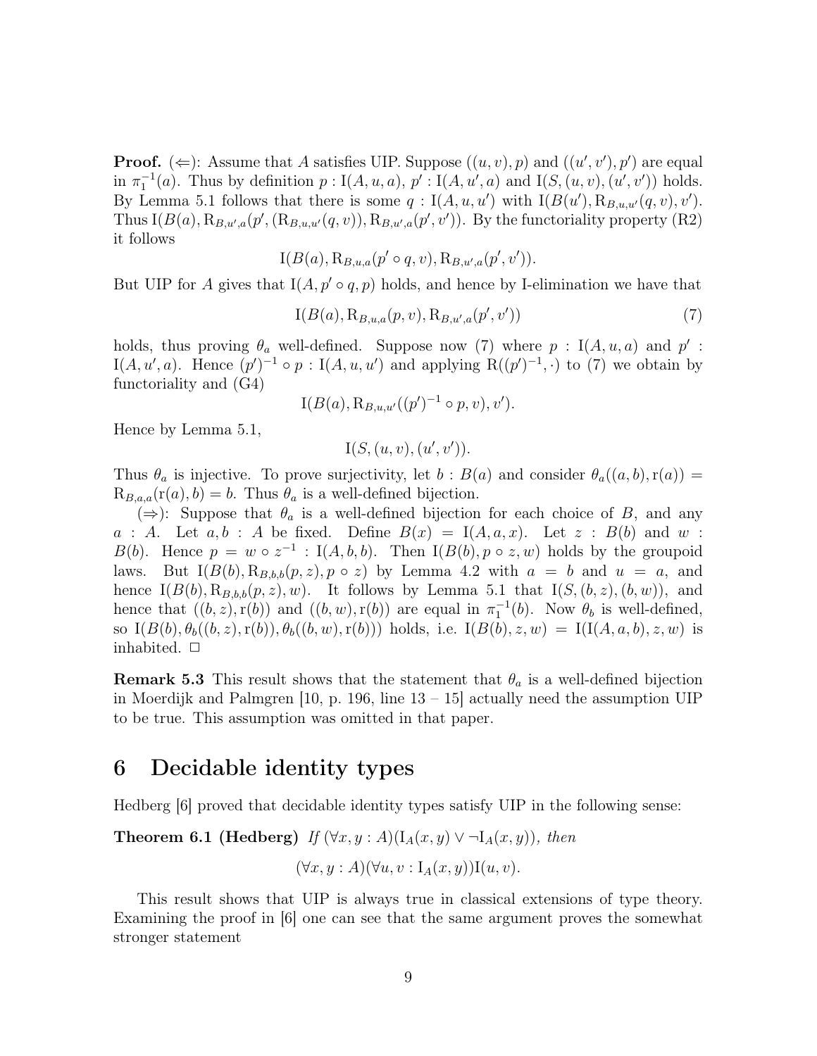**Proof.** ($\Leftarrow$): Assume that $A$ satisfies UIP. Suppose $((u, v), p)$ and $((u', v'), p')$ are equal in $\pi_1^{-1}(a)$. Thus by definition $p : \mathrm{I}(A, u, a)$, $p' : \mathrm{I}(A, u', a)$ and $\mathrm{I}(S, (u, v), (u', v'))$ holds. By Lemma 5.1 follows that there is some $q : \mathrm{I}(A, u, u')$ with $\mathrm{I}(B(u'), \mathrm{R}_{B,u,u'}(q, v), v')$. Thus $\mathrm{I}(B(a), \mathrm{R}_{B,u',a}(p', (\mathrm{R}_{B,u,u'}(q, v)), \mathrm{R}_{B,u',a}(p', v'))$. By the functoriality property (R2) it follows

$$\mathrm{I}(B(a), \mathrm{R}_{B,u,a}(p' \circ q, v), \mathrm{R}_{B,u',a}(p', v')).$$

But UIP for $A$ gives that $\mathrm{I}(A, p' \circ q, p)$ holds, and hence by I-elimination we have that

$$\mathrm{I}(B(a), \mathrm{R}_{B,u,a}(p, v), \mathrm{R}_{B,u',a}(p', v')) \tag{7}$$

holds, thus proving $\theta_a$ well-defined. Suppose now (7) where $p : \mathrm{I}(A, u, a)$ and $p' : \mathrm{I}(A, u', a)$. Hence $(p')^{-1} \circ p : \mathrm{I}(A, u, u')$ and applying $\mathrm{R}((p')^{-1}, \cdot)$ to (7) we obtain by functoriality and (G4)

$$\mathrm{I}(B(a), \mathrm{R}_{B,u,u'}((p')^{-1} \circ p, v), v').$$

Hence by Lemma 5.1,

$$\mathrm{I}(S, (u, v), (u', v')).$$

Thus $\theta_a$ is injective. To prove surjectivity, let $b : B(a)$ and consider $\theta_a((a, b), \mathrm{r}(a)) = \mathrm{R}_{B,a,a}(\mathrm{r}(a), b) = b$. Thus $\theta_a$ is a well-defined bijection.

($\Rightarrow$): Suppose that $\theta_a$ is a well-defined bijection for each choice of $B$, and any $a : A$. Let $a, b : A$ be fixed. Define $B(x) = \mathrm{I}(A, a, x)$. Let $z : B(b)$ and $w : B(b)$. Hence $p = w \circ z^{-1} : \mathrm{I}(A, b, b)$. Then $\mathrm{I}(B(b), p \circ z, w)$ holds by the groupoid laws. But $\mathrm{I}(B(b), \mathrm{R}_{B,b,b}(p, z), p \circ z)$ by Lemma 4.2 with $a = b$ and $u = a$, and hence $\mathrm{I}(B(b), \mathrm{R}_{B,b,b}(p, z), w)$. It follows by Lemma 5.1 that $\mathrm{I}(S, (b, z), (b, w))$, and hence that $((b, z), \mathrm{r}(b))$ and $((b, w), \mathrm{r}(b))$ are equal in $\pi_1^{-1}(b)$. Now $\theta_b$ is well-defined, so $\mathrm{I}(B(b), \theta_b((b, z), \mathrm{r}(b)), \theta_b((b, w), \mathrm{r}(b)))$ holds, i.e. $\mathrm{I}(B(b), z, w) = \mathrm{I}(\mathrm{I}(A, a, b), z, w)$ is inhabited. $\square$

**Remark 5.3** This result shows that the statement that $\theta_a$ is a well-defined bijection in Moerdijk and Palmgren [10, p. 196, line 13 – 15] actually need the assumption UIP to be true. This assumption was omitted in that paper.

# 6 Decidable identity types

Hedberg [6] proved that decidable identity types satisfy UIP in the following sense:

**Theorem 6.1 (Hedberg)** *If* $(\forall x, y : A)(\mathrm{I}_A(x, y) \vee \neg \mathrm{I}_A(x, y))$*, then*

$$(\forall x, y : A)(\forall u, v : \mathrm{I}_A(x, y))\mathrm{I}(u, v).$$

This result shows that UIP is always true in classical extensions of type theory. Examining the proof in [6] one can see that the same argument proves the somewhat stronger statement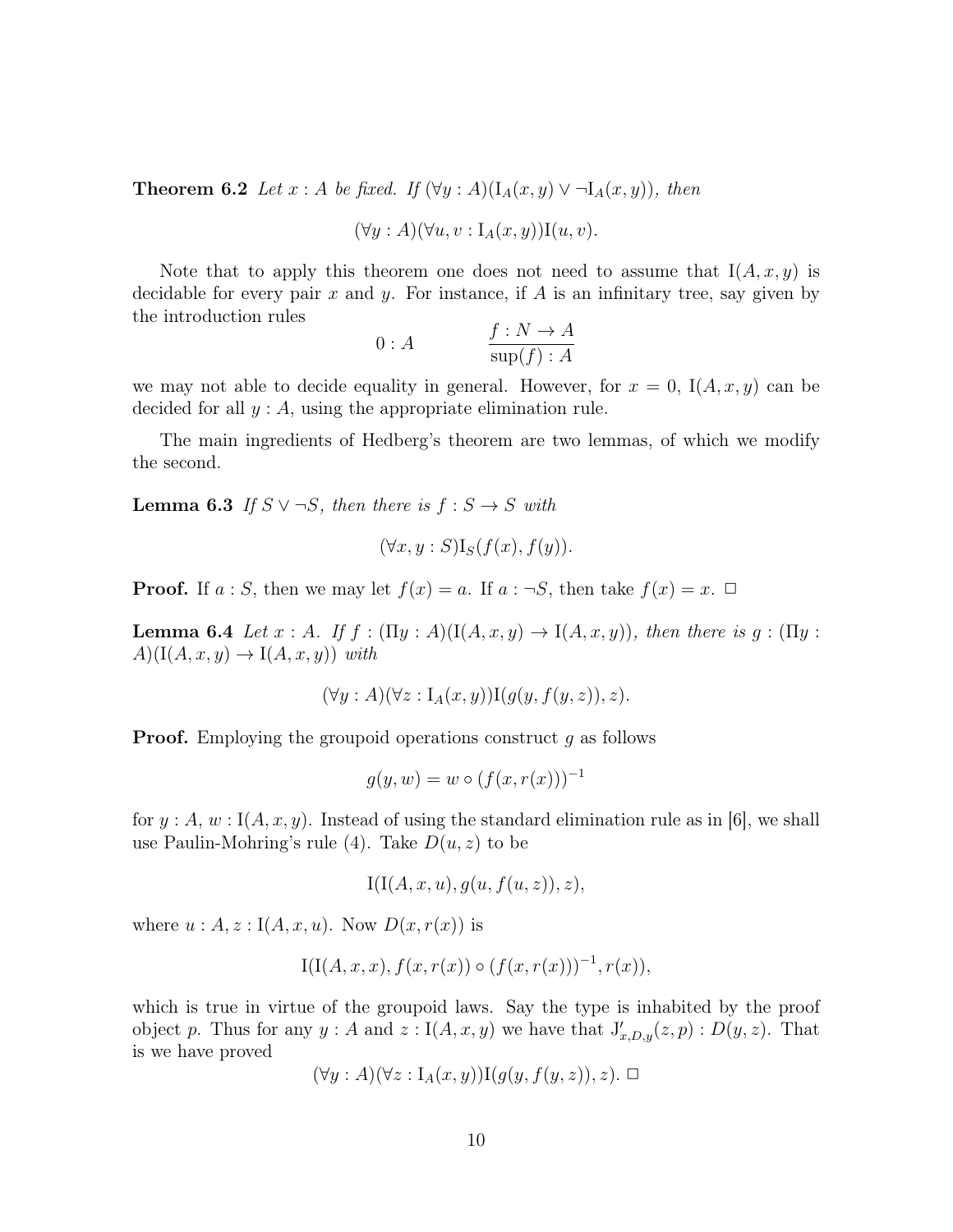**Theorem 6.2** *Let $x : A$ be fixed. If $(\forall y : A)(\mathrm{I}_A(x, y) \vee \neg \mathrm{I}_A(x, y))$, then*

$$(\forall y : A)(\forall u, v : \mathrm{I}_A(x, y))\mathrm{I}(u, v).$$

Note that to apply this theorem one does not need to assume that $\mathrm{I}(A, x, y)$ is decidable for every pair $x$ and $y$. For instance, if $A$ is an infinitary tree, say given by the introduction rules

$$0 : A \qquad \frac{f : N \to A}{\sup(f) : A}$$

we may not able to decide equality in general. However, for $x = 0$, $\mathrm{I}(A, x, y)$ can be decided for all $y : A$, using the appropriate elimination rule.

The main ingredients of Hedberg's theorem are two lemmas, of which we modify the second.

**Lemma 6.3** *If $S \vee \neg S$, then there is $f : S \to S$ with*

$$(\forall x, y : S)\mathrm{I}_S(f(x), f(y)).$$

**Proof.** If $a : S$, then we may let $f(x) = a$. If $a : \neg S$, then take $f(x) = x$. $\Box$

**Lemma 6.4** *Let $x : A$. If $f : (\Pi y : A)(\mathrm{I}(A, x, y) \to \mathrm{I}(A, x, y))$, then there is $g : (\Pi y : A)(\mathrm{I}(A, x, y) \to \mathrm{I}(A, x, y))$ with*

$$(\forall y : A)(\forall z : \mathrm{I}_A(x, y))\mathrm{I}(g(y, f(y, z)), z).$$

**Proof.** Employing the groupoid operations construct $g$ as follows

$$g(y, w) = w \circ (f(x, r(x)))^{-1}$$

for $y : A$, $w : \mathrm{I}(A, x, y)$. Instead of using the standard elimination rule as in [6], we shall use Paulin-Mohring's rule (4). Take $D(u, z)$ to be

$$\mathrm{I}(\mathrm{I}(A, x, u), g(u, f(u, z)), z),$$

where $u : A$, $z : \mathrm{I}(A, x, u)$. Now $D(x, r(x))$ is

$$\mathrm{I}(\mathrm{I}(A, x, x), f(x, r(x)) \circ (f(x, r(x)))^{-1}, r(x)),$$

which is true in virtue of the groupoid laws. Say the type is inhabited by the proof object $p$. Thus for any $y : A$ and $z : \mathrm{I}(A, x, y)$ we have that $\mathrm{J}'_{x,D,y}(z, p) : D(y, z)$. That is we have proved

$$(\forall y : A)(\forall z : \mathrm{I}_A(x, y))\mathrm{I}(g(y, f(y, z)), z). \ \Box$$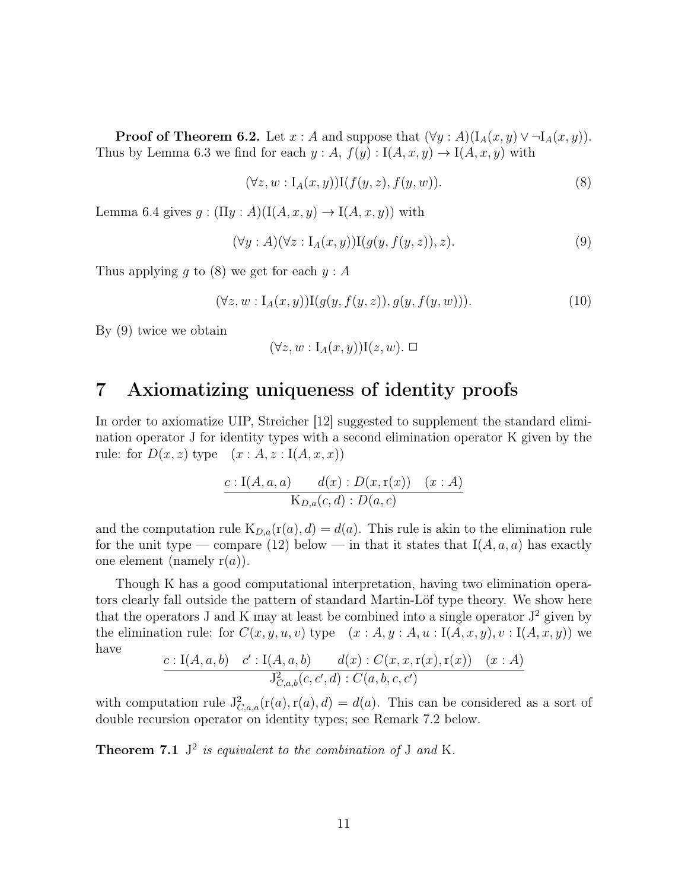**Proof of Theorem 6.2.** Let $x : A$ and suppose that $(\forall y : A)(\mathrm{I}_A(x, y) \vee \neg \mathrm{I}_A(x, y))$. Thus by Lemma 6.3 we find for each $y : A$, $f(y) : \mathrm{I}(A, x, y) \to \mathrm{I}(A, x, y)$ with

$$(\forall z, w : \mathrm{I}_A(x, y))\mathrm{I}(f(y, z), f(y, w)). \tag{8}$$

Lemma 6.4 gives $g : (\Pi y : A)(\mathrm{I}(A, x, y) \to \mathrm{I}(A, x, y))$ with

$$(\forall y : A)(\forall z : \mathrm{I}_A(x, y))\mathrm{I}(g(y, f(y, z)), z). \tag{9}$$

Thus applying $g$ to (8) we get for each $y : A$

$$(\forall z, w : \mathrm{I}_A(x, y))\mathrm{I}(g(y, f(y, z)), g(y, f(y, w))). \tag{10}$$

By (9) twice we obtain

$$(\forall z, w : \mathrm{I}_A(x, y))\mathrm{I}(z, w). \ \square$$

# 7 Axiomatizing uniqueness of identity proofs

In order to axiomatize UIP, Streicher [12] suggested to supplement the standard elimination operator J for identity types with a second elimination operator K given by the rule: for $D(x, z)$ type $\quad (x : A, z : \mathrm{I}(A, x, x))$

$$\frac{c : \mathrm{I}(A, a, a) \qquad d(x) : D(x, \mathrm{r}(x)) \quad (x : A)}{\mathrm{K}_{D,a}(c, d) : D(a, c)}$$

and the computation rule $\mathrm{K}_{D,a}(\mathrm{r}(a), d) = d(a)$. This rule is akin to the elimination rule for the unit type — compare (12) below — in that it states that $\mathrm{I}(A, a, a)$ has exactly one element (namely $\mathrm{r}(a)$).

Though K has a good computational interpretation, having two elimination operators clearly fall outside the pattern of standard Martin-Löf type theory. We show here that the operators J and K may at least be combined into a single operator $\mathrm{J}^2$ given by the elimination rule: for $C(x, y, u, v)$ type $\quad (x : A, y : A, u : \mathrm{I}(A, x, y), v : \mathrm{I}(A, x, y))$ we have

$$\frac{c : \mathrm{I}(A, a, b) \quad c' : \mathrm{I}(A, a, b) \qquad d(x) : C(x, x, \mathrm{r}(x), \mathrm{r}(x)) \quad (x : A)}{\mathrm{J}^2_{C,a,b}(c, c', d) : C(a, b, c, c')}$$

with computation rule $\mathrm{J}^2_{C,a,a}(\mathrm{r}(a), \mathrm{r}(a), d) = d(a)$. This can be considered as a sort of double recursion operator on identity types; see Remark 7.2 below.

**Theorem 7.1** *$\mathrm{J}^2$ is equivalent to the combination of* J *and* K*.*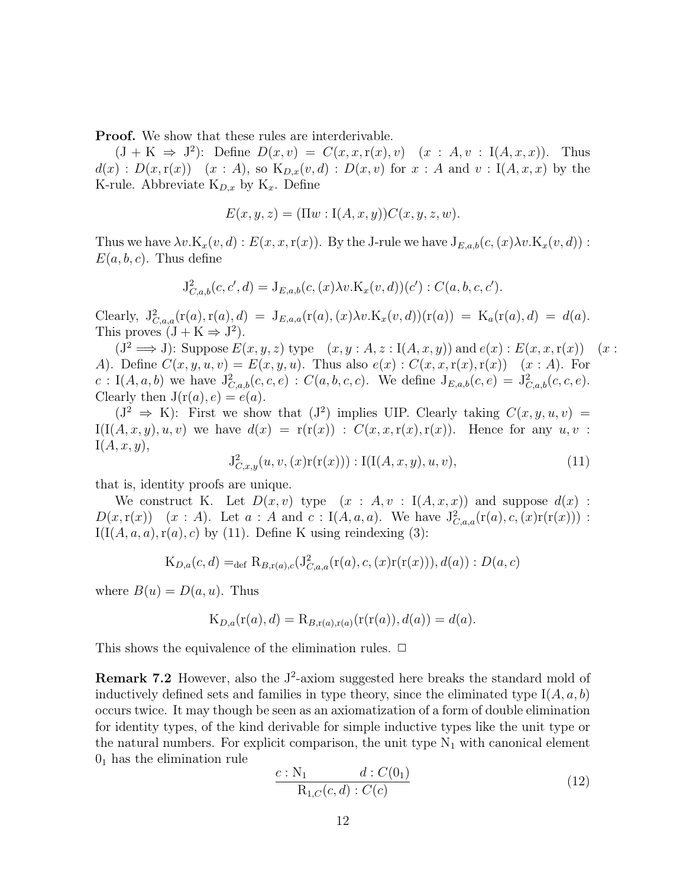**Proof.** We show that these rules are interderivable.

($\mathrm{J}+\mathrm{K} \Rightarrow \mathrm{J}^2$): Define $D(x,v) = C(x,x,\mathrm{r}(x),v) \quad (x : A, v : \mathrm{I}(A,x,x))$. Thus $d(x) : D(x,\mathrm{r}(x)) \quad (x : A)$, so $\mathrm{K}_{D,x}(v,d) : D(x,v)$ for $x : A$ and $v : \mathrm{I}(A,x,x)$ by the K-rule. Abbreviate $\mathrm{K}_{D,x}$ by $\mathrm{K}_x$. Define

$$E(x,y,z) = (\Pi w : \mathrm{I}(A,x,y))C(x,y,z,w).$$

Thus we have $\lambda v.\mathrm{K}_x(v,d) : E(x,x,\mathrm{r}(x))$. By the J-rule we have $\mathrm{J}_{E,a,b}(c,(x)\lambda v.\mathrm{K}_x(v,d)) : E(a,b,c)$. Thus define

$$\mathrm{J}^2_{C,a,b}(c,c',d) = \mathrm{J}_{E,a,b}(c,(x)\lambda v.\mathrm{K}_x(v,d))(c') : C(a,b,c,c').$$

Clearly, $\mathrm{J}^2_{C,a,a}(\mathrm{r}(a),\mathrm{r}(a),d) = \mathrm{J}_{E,a,a}(\mathrm{r}(a),(x)\lambda v.\mathrm{K}_x(v,d))(\mathrm{r}(a)) = \mathrm{K}_a(\mathrm{r}(a),d) = d(a)$. This proves ($\mathrm{J}+\mathrm{K} \Rightarrow \mathrm{J}^2$).

($\mathrm{J}^2 \Longrightarrow \mathrm{J}$): Suppose $E(x,y,z)$ type $\quad (x,y : A, z : \mathrm{I}(A,x,y))$ and $e(x) : E(x,x,\mathrm{r}(x)) \quad (x : A)$. Define $C(x,y,u,v) = E(x,y,u)$. Thus also $e(x) : C(x,x,\mathrm{r}(x),\mathrm{r}(x)) \quad (x : A)$. For $c : \mathrm{I}(A,a,b)$ we have $\mathrm{J}^2_{C,a,b}(c,c,e) : C(a,b,c,c)$. We define $\mathrm{J}_{E,a,b}(c,e) = \mathrm{J}^2_{C,a,b}(c,c,e)$. Clearly then $\mathrm{J}(\mathrm{r}(a),e) = e(a)$.

($\mathrm{J}^2 \Rightarrow \mathrm{K}$): First we show that ($\mathrm{J}^2$) implies UIP. Clearly taking $C(x,y,u,v) = \mathrm{I}(\mathrm{I}(A,x,y),u,v)$ we have $d(x) = \mathrm{r}(\mathrm{r}(x)) : C(x,x,\mathrm{r}(x),\mathrm{r}(x))$. Hence for any $u,v : \mathrm{I}(A,x,y)$,

$$\mathrm{J}^2_{C,x,y}(u,v,(x)\mathrm{r}(\mathrm{r}(x))) : \mathrm{I}(\mathrm{I}(A,x,y),u,v), \tag{11}$$

that is, identity proofs are unique.

We construct K. Let $D(x,v)$ type $\quad (x : A, v : \mathrm{I}(A,x,x))$ and suppose $d(x) : D(x,\mathrm{r}(x)) \quad (x : A)$. Let $a : A$ and $c : \mathrm{I}(A,a,a)$. We have $\mathrm{J}^2_{C,a,a}(\mathrm{r}(a),c,(x)\mathrm{r}(\mathrm{r}(x))) : \mathrm{I}(\mathrm{I}(A,a,a),\mathrm{r}(a),c)$ by (11). Define K using reindexing (3):

$$\mathrm{K}_{D,a}(c,d) =_{\mathrm{def}} \mathrm{R}_{B,\mathrm{r}(a),c}(\mathrm{J}^2_{C,a,a}(\mathrm{r}(a),c,(x)\mathrm{r}(\mathrm{r}(x))),d(a)) : D(a,c)$$

where $B(u) = D(a,u)$. Thus

$$\mathrm{K}_{D,a}(\mathrm{r}(a),d) = \mathrm{R}_{B,\mathrm{r}(a),\mathrm{r}(a)}(\mathrm{r}(\mathrm{r}(a)),d(a)) = d(a).$$

This shows the equivalence of the elimination rules. $\Box$

**Remark 7.2** However, also the $\mathrm{J}^2$-axiom suggested here breaks the standard mold of inductively defined sets and families in type theory, since the eliminated type $\mathrm{I}(A,a,b)$ occurs twice. It may though be seen as an axiomatization of a form of double elimination for identity types, of the kind derivable for simple inductive types like the unit type or the natural numbers. For explicit comparison, the unit type $\mathrm{N}_1$ with canonical element $0_1$ has the elimination rule

$$\frac{c : \mathrm{N}_1 \qquad d : C(0_1)}{\mathrm{R}_{1,C}(c,d) : C(c)} \tag{12}$$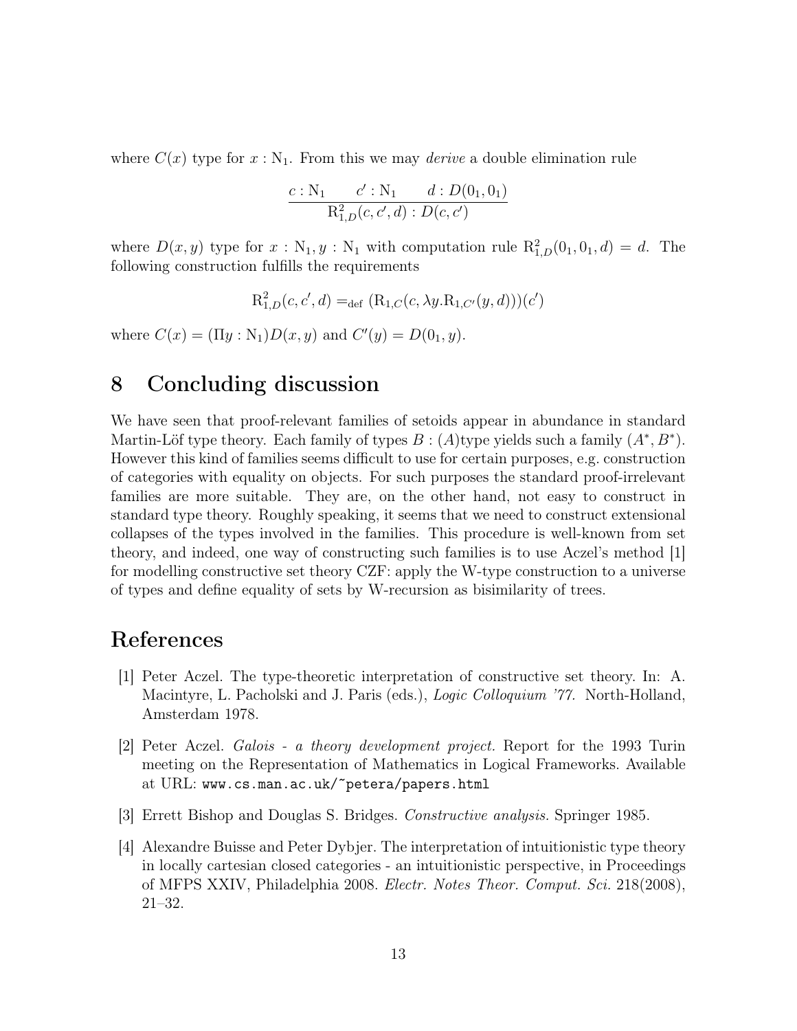where $C(x)$ type for $x : \mathrm{N}_1$. From this we may *derive* a double elimination rule

$$\frac{c : \mathrm{N}_1 \qquad c' : \mathrm{N}_1 \qquad d : D(0_1, 0_1)}{\mathrm{R}^2_{1,D}(c, c', d) : D(c, c')}$$

where $D(x, y)$ type for $x : \mathrm{N}_1, y : \mathrm{N}_1$ with computation rule $\mathrm{R}^2_{1,D}(0_1, 0_1, d) = d$. The following construction fulfills the requirements

$$\mathrm{R}^2_{1,D}(c, c', d) =_{\mathrm{def}} (\mathrm{R}_{1,C}(c, \lambda y.\mathrm{R}_{1,C'}(y, d)))(c')$$

where $C(x) = (\Pi y : \mathrm{N}_1)D(x, y)$ and $C'(y) = D(0_1, y)$.

## 8 Concluding discussion

We have seen that proof-relevant families of setoids appear in abundance in standard Martin-Löf type theory. Each family of types $B : (A)$type yields such a family $(A^*, B^*)$. However this kind of families seems difficult to use for certain purposes, e.g. construction of categories with equality on objects. For such purposes the standard proof-irrelevant families are more suitable. They are, on the other hand, not easy to construct in standard type theory. Roughly speaking, it seems that we need to construct extensional collapses of the types involved in the families. This procedure is well-known from set theory, and indeed, one way of constructing such families is to use Aczel's method [1] for modelling constructive set theory CZF: apply the W-type construction to a universe of types and define equality of sets by W-recursion as bisimilarity of trees.

## References

[1] Peter Aczel. The type-theoretic interpretation of constructive set theory. In: A. Macintyre, L. Pacholski and J. Paris (eds.), *Logic Colloquium '77.* North-Holland, Amsterdam 1978.

[2] Peter Aczel. *Galois - a theory development project.* Report for the 1993 Turin meeting on the Representation of Mathematics in Logical Frameworks. Available at URL: `www.cs.man.ac.uk/~petera/papers.html`

[3] Errett Bishop and Douglas S. Bridges. *Constructive analysis.* Springer 1985.

[4] Alexandre Buisse and Peter Dybjer. The interpretation of intuitionistic type theory in locally cartesian closed categories - an intuitionistic perspective, in Proceedings of MFPS XXIV, Philadelphia 2008. *Electr. Notes Theor. Comput. Sci.* 218(2008), 21–32.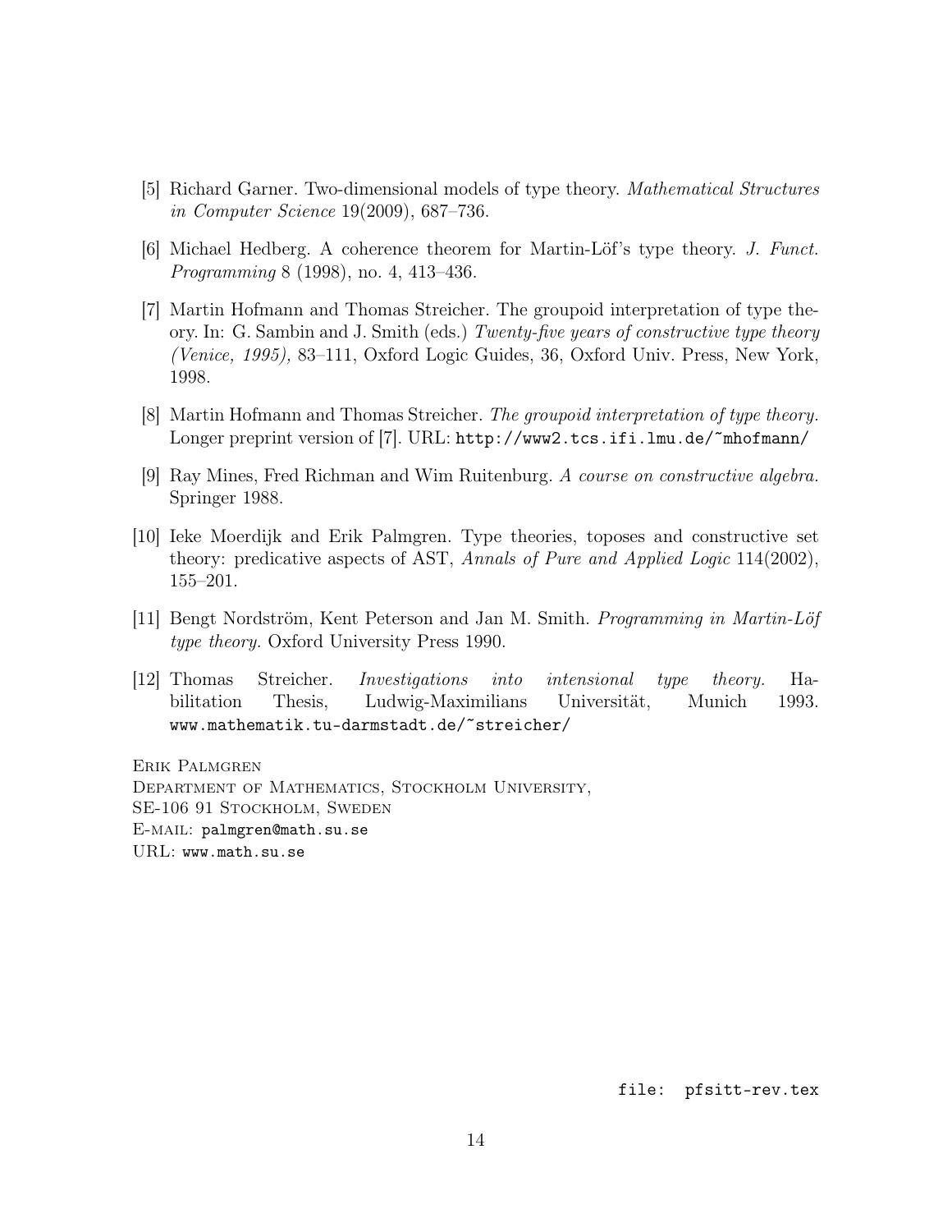[5] Richard Garner. Two-dimensional models of type theory. *Mathematical Structures in Computer Science* 19(2009), 687–736.

[6] Michael Hedberg. A coherence theorem for Martin-Löf's type theory. *J. Funct. Programming* 8 (1998), no. 4, 413–436.

[7] Martin Hofmann and Thomas Streicher. The groupoid interpretation of type theory. In: G. Sambin and J. Smith (eds.) *Twenty-five years of constructive type theory (Venice, 1995),* 83–111, Oxford Logic Guides, 36, Oxford Univ. Press, New York, 1998.

[8] Martin Hofmann and Thomas Streicher. *The groupoid interpretation of type theory.* Longer preprint version of [7]. URL: `http://www2.tcs.ifi.lmu.de/~mhofmann/`

[9] Ray Mines, Fred Richman and Wim Ruitenburg. *A course on constructive algebra.* Springer 1988.

[10] Ieke Moerdijk and Erik Palmgren. Type theories, toposes and constructive set theory: predicative aspects of AST, *Annals of Pure and Applied Logic* 114(2002), 155–201.

[11] Bengt Nordström, Kent Peterson and Jan M. Smith. *Programming in Martin-Löf type theory.* Oxford University Press 1990.

[12] Thomas Streicher. *Investigations into intensional type theory.* Habilitation Thesis, Ludwig-Maximilians Universität, Munich 1993. `www.mathematik.tu-darmstadt.de/~streicher/`

Erik Palmgren
Department of Mathematics, Stockholm University,
SE-106 91 Stockholm, Sweden
E-mail: `palmgren@math.su.se`
URL: `www.math.su.se`

file: pfsitt-rev.tex